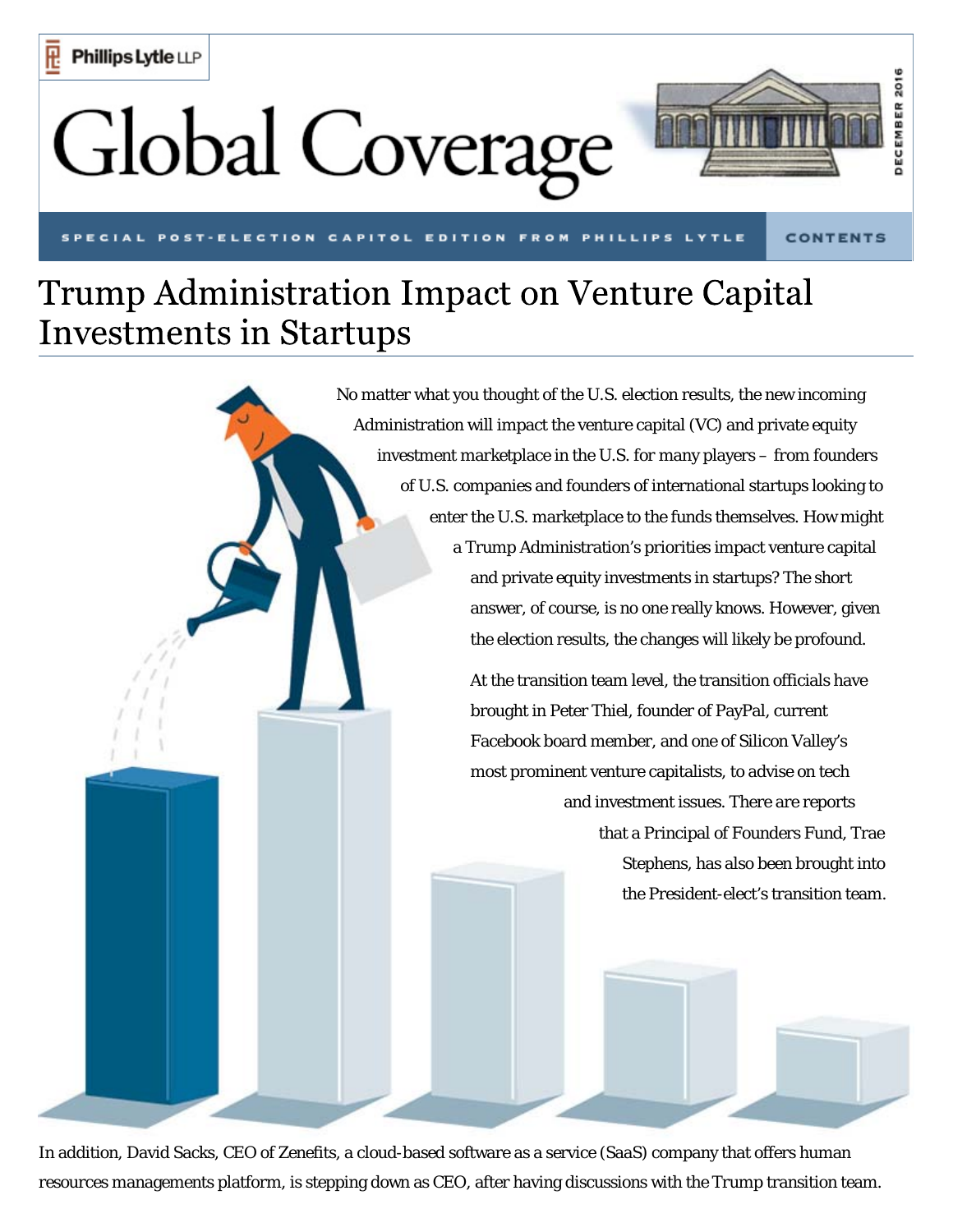Phillips Lytle LLP

# Global Coverage

DECEMBER 2016

SPECIAL POST-ELECTION CAPITOL EDITION FROM PHILLIPS LYTLE

CONTENTS

## Trump Administration Impact on Venture Capital Investments in Startups

No matter what you thought of the U.S. election results, the new incoming Administration will impact the venture capital (VC) and private equity investment marketplace in the U.S. for many players – from founders of U.S. companies and founders of international startups looking to enter the U.S. marketplace to the funds themselves. How might a Trump Administration's priorities impact venture capital and private equity investments in startups? The short answer, of course, is no one really knows. However, given the election results, the changes will likely be profound.

At the transition team level, the transition officials have brought in Peter Thiel, founder of PayPal, current Facebook board member, and one of Silicon Valley's most prominent venture capitalists, to advise on tech and investment issues. There are reports that a Principal of Founders Fund, Trae Stephens, has also been brought into the President-elect's transition team.

In addition, David Sacks, CEO of Zenefits, a cloud-based software as a service (SaaS) company that offers human resources managements platform, is stepping down as CEO, after having discussions with the Trump transition team.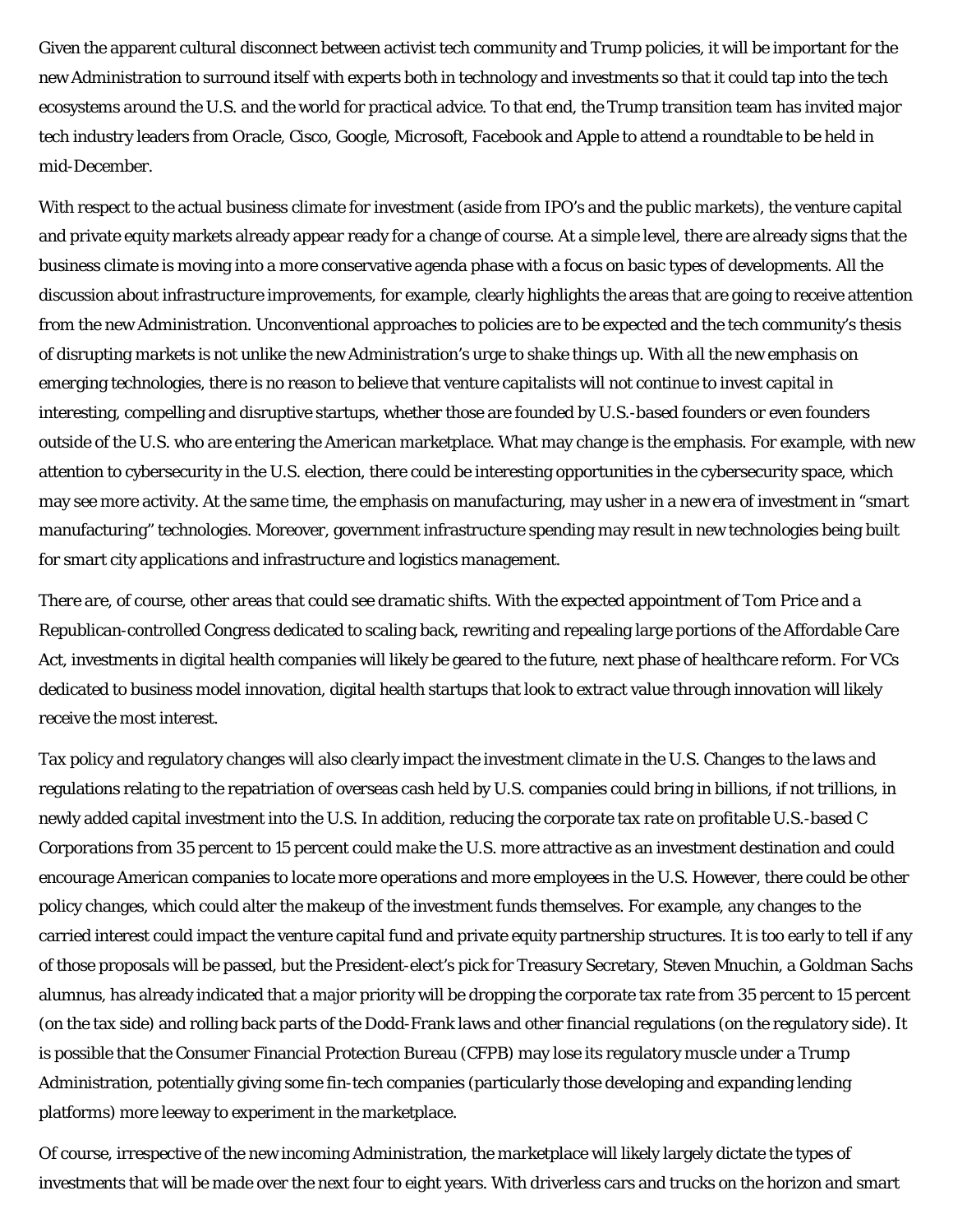Given the apparent cultural disconnect between activist tech community and Trump policies, it will be important for the new Administration to surround itself with experts both in technology and investments so that it could tap into the tech ecosystems around the U.S. and the world for practical advice. To that end, the Trump transition team has invited major tech industry leaders from Oracle, Cisco, Google, Microsoft, Facebook and Apple to attend a roundtable to be held in mid-December.

With respect to the actual business climate for investment (aside from IPO's and the public markets), the venture capital and private equity markets already appear ready for a change of course. At a simple level, there are already signs that the business climate is moving into a more conservative agenda phase with a focus on basic types of developments. All the discussion about infrastructure improvements, for example, clearly highlights the areas that are going to receive attention from the new Administration. Unconventional approaches to policies are to be expected and the tech community's thesis of disrupting markets is not unlike the new Administration's urge to shake things up. With all the new emphasis on emerging technologies, there is no reason to believe that venture capitalists will not continue to invest capital in interesting, compelling and disruptive startups, whether those are founded by U.S.-based founders or even founders outside of the U.S. who are entering the American marketplace. What may change is the emphasis. For example, with new attention to cybersecurity in the U.S. election, there could be interesting opportunities in the cybersecurity space, which may see more activity. At the same time, the emphasis on manufacturing, may usher in a new era of investment in "smart manufacturing" technologies. Moreover, government infrastructure spending may result in new technologies being built for smart city applications and infrastructure and logistics management.

There are, of course, other areas that could see dramatic shifts. With the expected appointment of Tom Price and a Republican-controlled Congress dedicated to scaling back, rewriting and repealing large portions of the Affordable Care Act, investments in digital health companies will likely be geared to the future, next phase of healthcare reform. For VCs dedicated to business model innovation, digital health startups that look to extract value through innovation will likely receive the most interest.

Tax policy and regulatory changes will also clearly impact the investment climate in the U.S. Changes to the laws and regulations relating to the repatriation of overseas cash held by U.S. companies could bring in billions, if not trillions, in newly added capital investment into the U.S. In addition, reducing the corporate tax rate on profitable U.S.-based C Corporations from 35 percent to 15 percent could make the U.S. more attractive as an investment destination and could encourage American companies to locate more operations and more employees in the U.S. However, there could be other policy changes, which could alter the makeup of the investment funds themselves. For example, any changes to the carried interest could impact the venture capital fund and private equity partnership structures. It is too early to tell if any of those proposals will be passed, but the President-elect's pick for Treasury Secretary, Steven Mnuchin, a Goldman Sachs alumnus, has already indicated that a major priority will be dropping the corporate tax rate from 35 percent to 15 percent (on the tax side) and rolling back parts of the Dodd-Frank laws and other financial regulations (on the regulatory side). It is possible that the Consumer Financial Protection Bureau (CFPB) may lose its regulatory muscle under a Trump Administration, potentially giving some fin-tech companies (particularly those developing and expanding lending platforms) more leeway to experiment in the marketplace.

Of course, irrespective of the new incoming Administration, the marketplace will likely largely dictate the types of investments that will be made over the next four to eight years. With driverless cars and trucks on the horizon and smart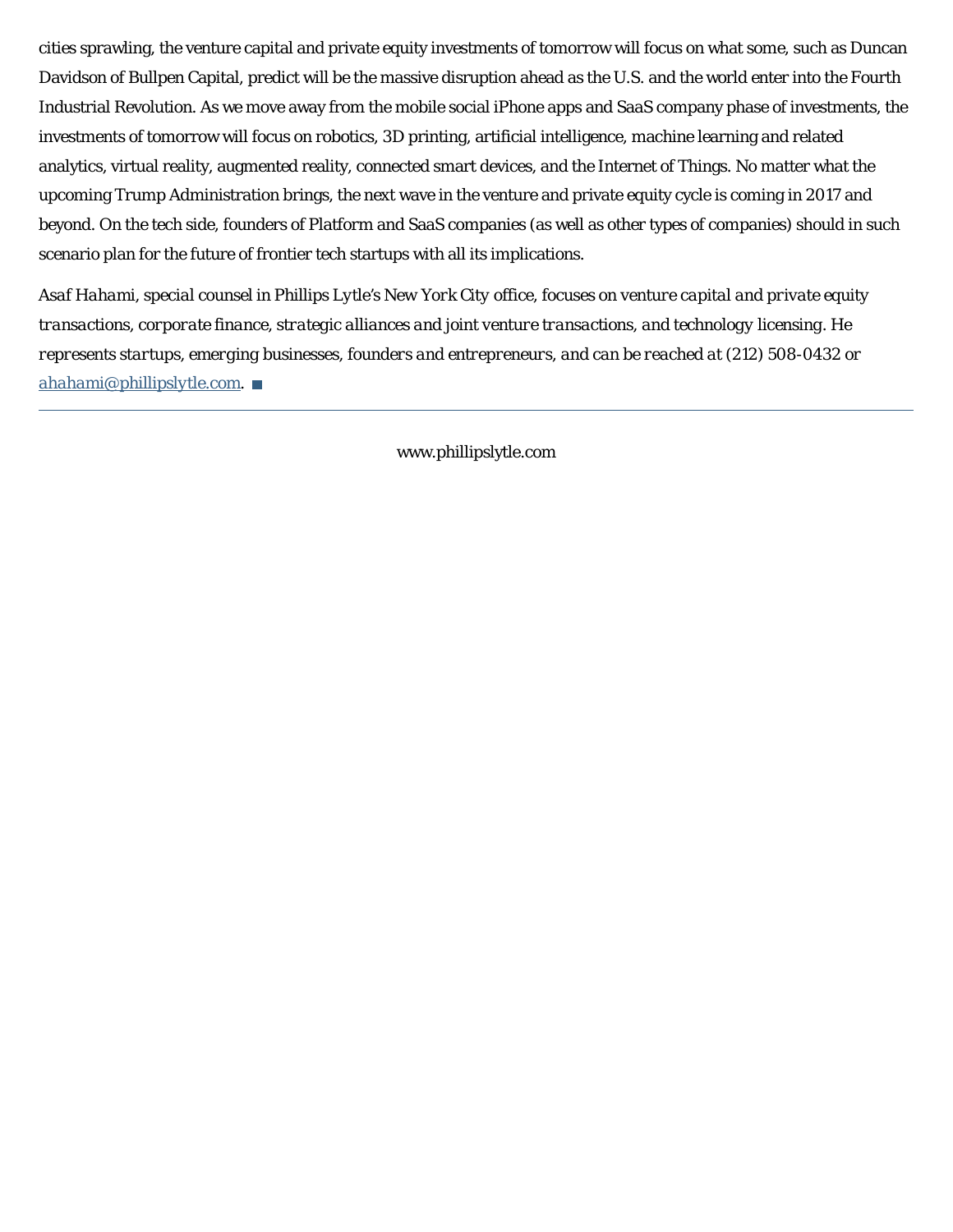cities sprawling, the venture capital and private equity investments of tomorrow will focus on what some, such as Duncan Davidson of Bullpen Capital, predict will be the massive disruption ahead as the U.S. and the world enter into the Fourth Industrial Revolution. As we move away from the mobile social iPhone apps and SaaS company phase of investments, the investments of tomorrow will focus on robotics, 3D printing, artificial intelligence, machine learning and related analytics, virtual reality, augmented reality, connected smart devices, and the Internet of Things. No matter what the upcoming Trump Administration brings, the next wave in the venture and private equity cycle is coming in 2017 and beyond. On the tech side, founders of Platform and SaaS companies (as well as other types of companies) should in such scenario plan for the future of frontier tech startups with all its implications.

*Asaf Hahami, special counsel in Phillips Lytle's New York City office, focuses on venture capital and private equity transactions, corporate finance, strategic alliances and joint venture transactions, and technology licensing. He represents startups, emerging businesses, founders and entrepreneurs, and can be reached at (212) 508-0432 or [ahahami@phillipslytle.com](mailto:ahahami@phillipslytle.com).* ■

---

www.phillipslytle.com